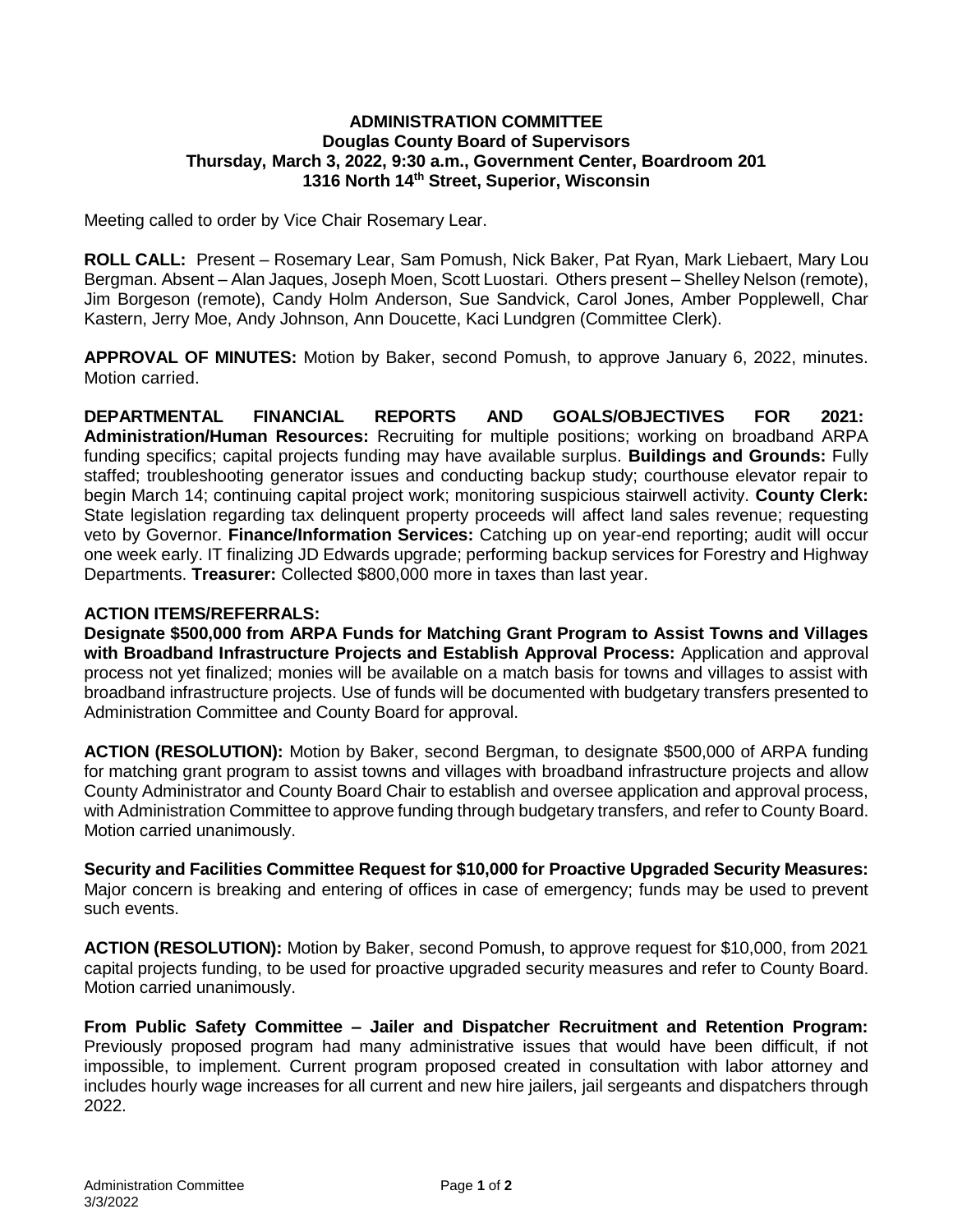**ADMINISTRATION COMMITTEE**
**Douglas County Board of Supervisors**
**Thursday, March 3, 2022, 9:30 a.m., Government Center, Boardroom 201**
**1316 North 14th Street, Superior, Wisconsin**

Meeting called to order by Vice Chair Rosemary Lear.

**ROLL CALL:** Present – Rosemary Lear, Sam Pomush, Nick Baker, Pat Ryan, Mark Liebaert, Mary Lou Bergman. Absent – Alan Jaques, Joseph Moen, Scott Luostari. Others present – Shelley Nelson (remote), Jim Borgeson (remote), Candy Holm Anderson, Sue Sandvick, Carol Jones, Amber Popplewell, Char Kastern, Jerry Moe, Andy Johnson, Ann Doucette, Kaci Lundgren (Committee Clerk).

**APPROVAL OF MINUTES:** Motion by Baker, second Pomush, to approve January 6, 2022, minutes. Motion carried.

**DEPARTMENTAL FINANCIAL REPORTS AND GOALS/OBJECTIVES FOR 2021: Administration/Human Resources:** Recruiting for multiple positions; working on broadband ARPA funding specifics; capital projects funding may have available surplus. **Buildings and Grounds:** Fully staffed; troubleshooting generator issues and conducting backup study; courthouse elevator repair to begin March 14; continuing capital project work; monitoring suspicious stairwell activity. **County Clerk:** State legislation regarding tax delinquent property proceeds will affect land sales revenue; requesting veto by Governor. **Finance/Information Services:** Catching up on year-end reporting; audit will occur one week early. IT finalizing JD Edwards upgrade; performing backup services for Forestry and Highway Departments. **Treasurer:** Collected $800,000 more in taxes than last year.

**ACTION ITEMS/REFERRALS:**

**Designate $500,000 from ARPA Funds for Matching Grant Program to Assist Towns and Villages with Broadband Infrastructure Projects and Establish Approval Process:** Application and approval process not yet finalized; monies will be available on a match basis for towns and villages to assist with broadband infrastructure projects. Use of funds will be documented with budgetary transfers presented to Administration Committee and County Board for approval.

**ACTION (RESOLUTION):** Motion by Baker, second Bergman, to designate $500,000 of ARPA funding for matching grant program to assist towns and villages with broadband infrastructure projects and allow County Administrator and County Board Chair to establish and oversee application and approval process, with Administration Committee to approve funding through budgetary transfers, and refer to County Board. Motion carried unanimously.

**Security and Facilities Committee Request for $10,000 for Proactive Upgraded Security Measures:** Major concern is breaking and entering of offices in case of emergency; funds may be used to prevent such events.

**ACTION (RESOLUTION):** Motion by Baker, second Pomush, to approve request for $10,000, from 2021 capital projects funding, to be used for proactive upgraded security measures and refer to County Board. Motion carried unanimously.

**From Public Safety Committee – Jailer and Dispatcher Recruitment and Retention Program:** Previously proposed program had many administrative issues that would have been difficult, if not impossible, to implement. Current program proposed created in consultation with labor attorney and includes hourly wage increases for all current and new hire jailers, jail sergeants and dispatchers through 2022.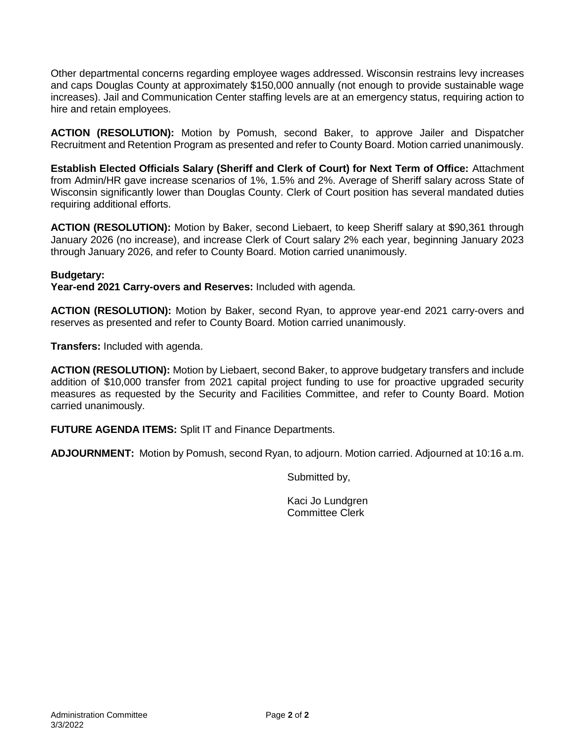Other departmental concerns regarding employee wages addressed. Wisconsin restrains levy increases and caps Douglas County at approximately $150,000 annually (not enough to provide sustainable wage increases). Jail and Communication Center staffing levels are at an emergency status, requiring action to hire and retain employees.

**ACTION (RESOLUTION):** Motion by Pomush, second Baker, to approve Jailer and Dispatcher Recruitment and Retention Program as presented and refer to County Board. Motion carried unanimously.

**Establish Elected Officials Salary (Sheriff and Clerk of Court) for Next Term of Office:** Attachment from Admin/HR gave increase scenarios of 1%, 1.5% and 2%. Average of Sheriff salary across State of Wisconsin significantly lower than Douglas County. Clerk of Court position has several mandated duties requiring additional efforts.

**ACTION (RESOLUTION):** Motion by Baker, second Liebaert, to keep Sheriff salary at $90,361 through January 2026 (no increase), and increase Clerk of Court salary 2% each year, beginning January 2023 through January 2026, and refer to County Board. Motion carried unanimously.

**Budgetary:**
**Year-end 2021 Carry-overs and Reserves:** Included with agenda.

**ACTION (RESOLUTION):** Motion by Baker, second Ryan, to approve year-end 2021 carry-overs and reserves as presented and refer to County Board. Motion carried unanimously.

**Transfers:** Included with agenda.

**ACTION (RESOLUTION):** Motion by Liebaert, second Baker, to approve budgetary transfers and include addition of $10,000 transfer from 2021 capital project funding to use for proactive upgraded security measures as requested by the Security and Facilities Committee, and refer to County Board. Motion carried unanimously.

**FUTURE AGENDA ITEMS:** Split IT and Finance Departments.

**ADJOURNMENT:** Motion by Pomush, second Ryan, to adjourn. Motion carried. Adjourned at 10:16 a.m.

Submitted by,

Kaci Jo Lundgren
Committee Clerk